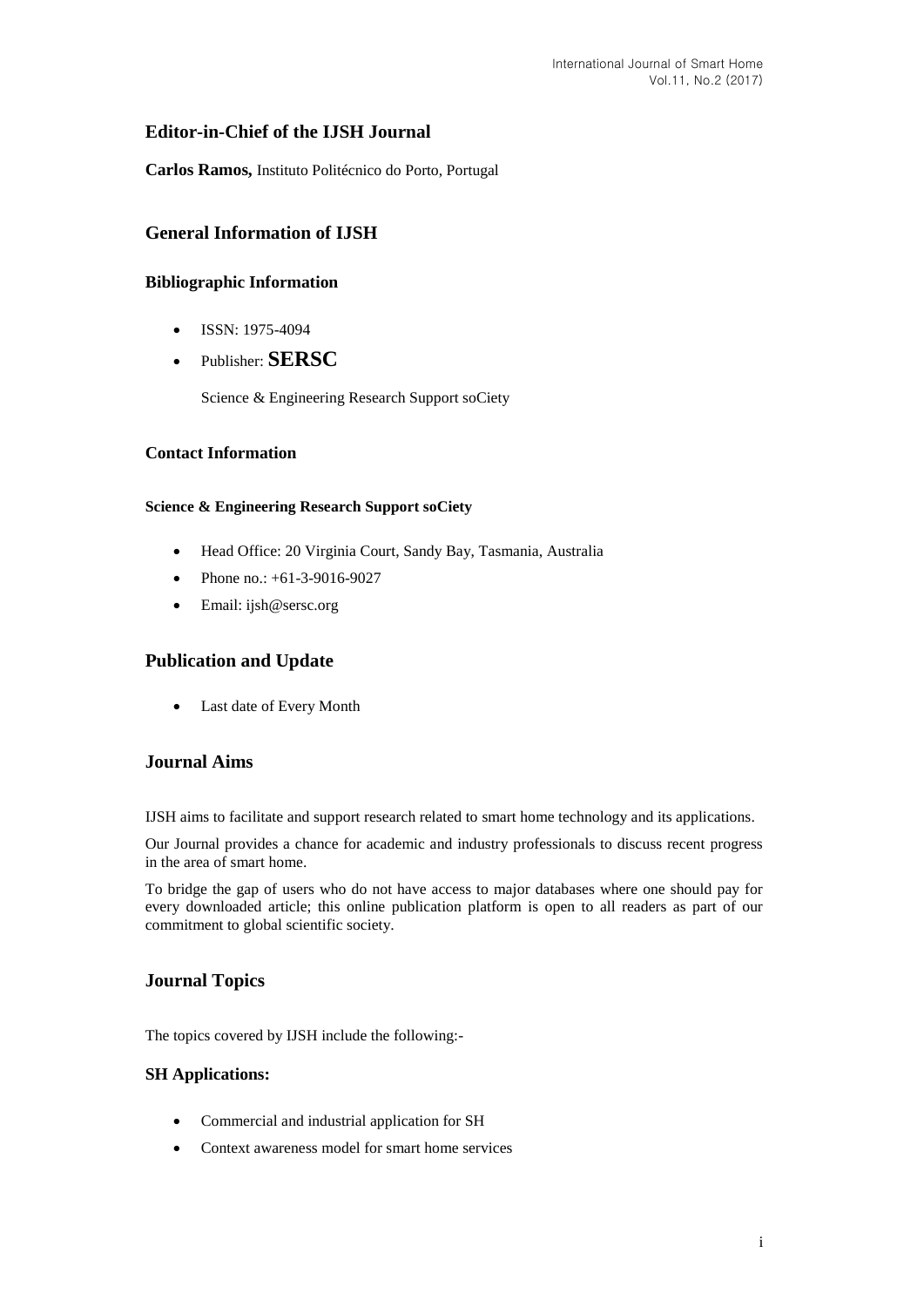## Editor-in-Chief of the IJSH Journal

**Carlos Ramos,** Instituto Politécnico do Porto, Portugal

## General Information of IJSH

### Bibliographic Information

- ISSN: 1975-4094
- Publisher: **SERSC**

  Science & Engineering Research Support soCiety

### Contact Information

#### Science & Engineering Research Support soCiety

- Head Office: 20 Virginia Court, Sandy Bay, Tasmania, Australia
- Phone no.: +61-3-9016-9027
- Email: ijsh@sersc.org

## Publication and Update

- Last date of Every Month

## Journal Aims

IJSH aims to facilitate and support research related to smart home technology and its applications.

Our Journal provides a chance for academic and industry professionals to discuss recent progress in the area of smart home.

To bridge the gap of users who do not have access to major databases where one should pay for every downloaded article; this online publication platform is open to all readers as part of our commitment to global scientific society.

## Journal Topics

The topics covered by IJSH include the following:-

### SH Applications:

- Commercial and industrial application for SH
- Context awareness model for smart home services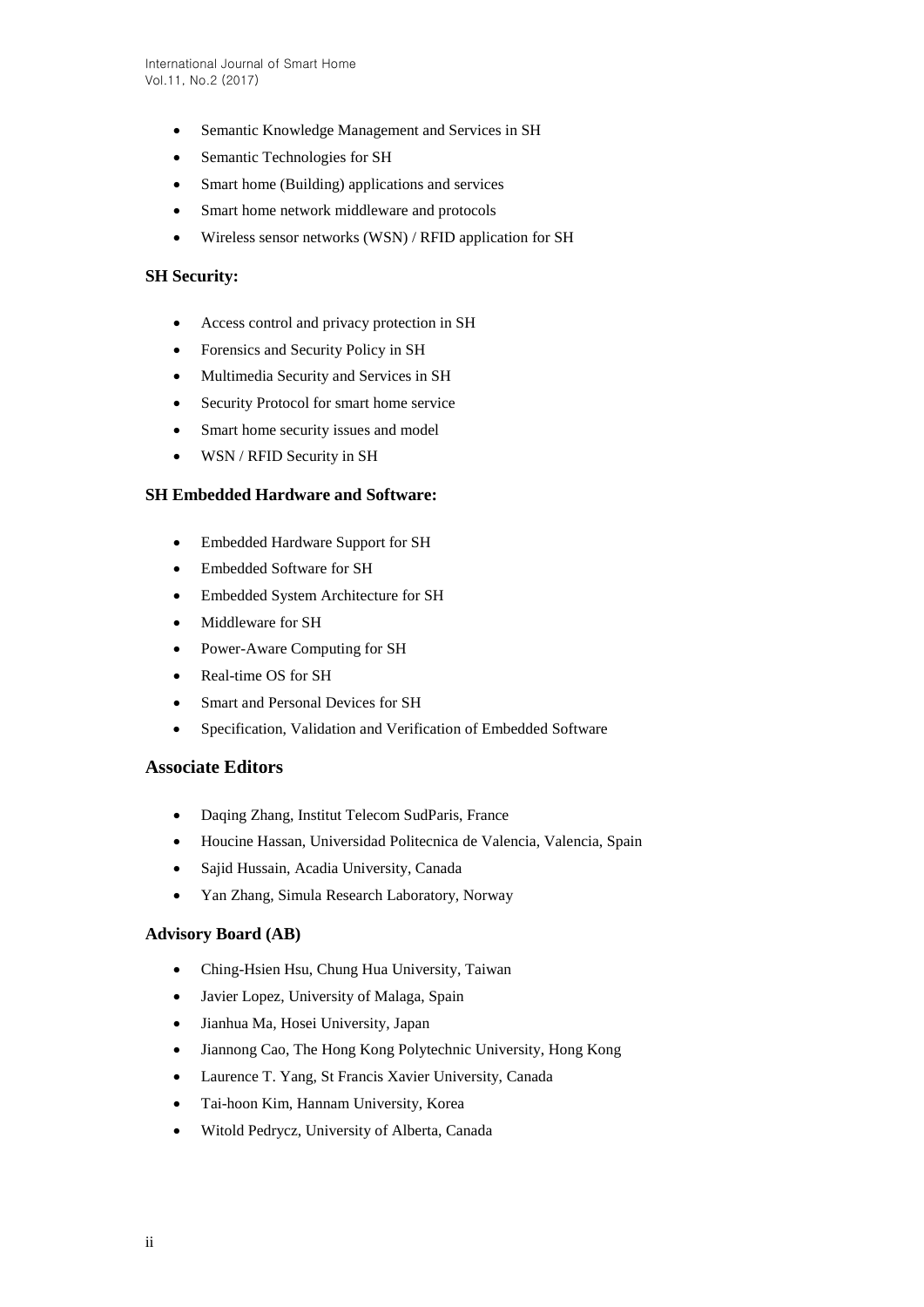- Semantic Knowledge Management and Services in SH
- Semantic Technologies for SH
- Smart home (Building) applications and services
- Smart home network middleware and protocols
- Wireless sensor networks (WSN) / RFID application for SH

### SH Security:

- Access control and privacy protection in SH
- Forensics and Security Policy in SH
- Multimedia Security and Services in SH
- Security Protocol for smart home service
- Smart home security issues and model
- WSN / RFID Security in SH

### SH Embedded Hardware and Software:

- Embedded Hardware Support for SH
- Embedded Software for SH
- Embedded System Architecture for SH
- Middleware for SH
- Power-Aware Computing for SH
- Real-time OS for SH
- Smart and Personal Devices for SH
- Specification, Validation and Verification of Embedded Software

## Associate Editors

- Daqing Zhang, Institut Telecom SudParis, France
- Houcine Hassan, Universidad Politecnica de Valencia, Valencia, Spain
- Sajid Hussain, Acadia University, Canada
- Yan Zhang, Simula Research Laboratory, Norway

### Advisory Board (AB)

- Ching-Hsien Hsu, Chung Hua University, Taiwan
- Javier Lopez, University of Malaga, Spain
- Jianhua Ma, Hosei University, Japan
- Jiannong Cao, The Hong Kong Polytechnic University, Hong Kong
- Laurence T. Yang, St Francis Xavier University, Canada
- Tai-hoon Kim, Hannam University, Korea
- Witold Pedrycz, University of Alberta, Canada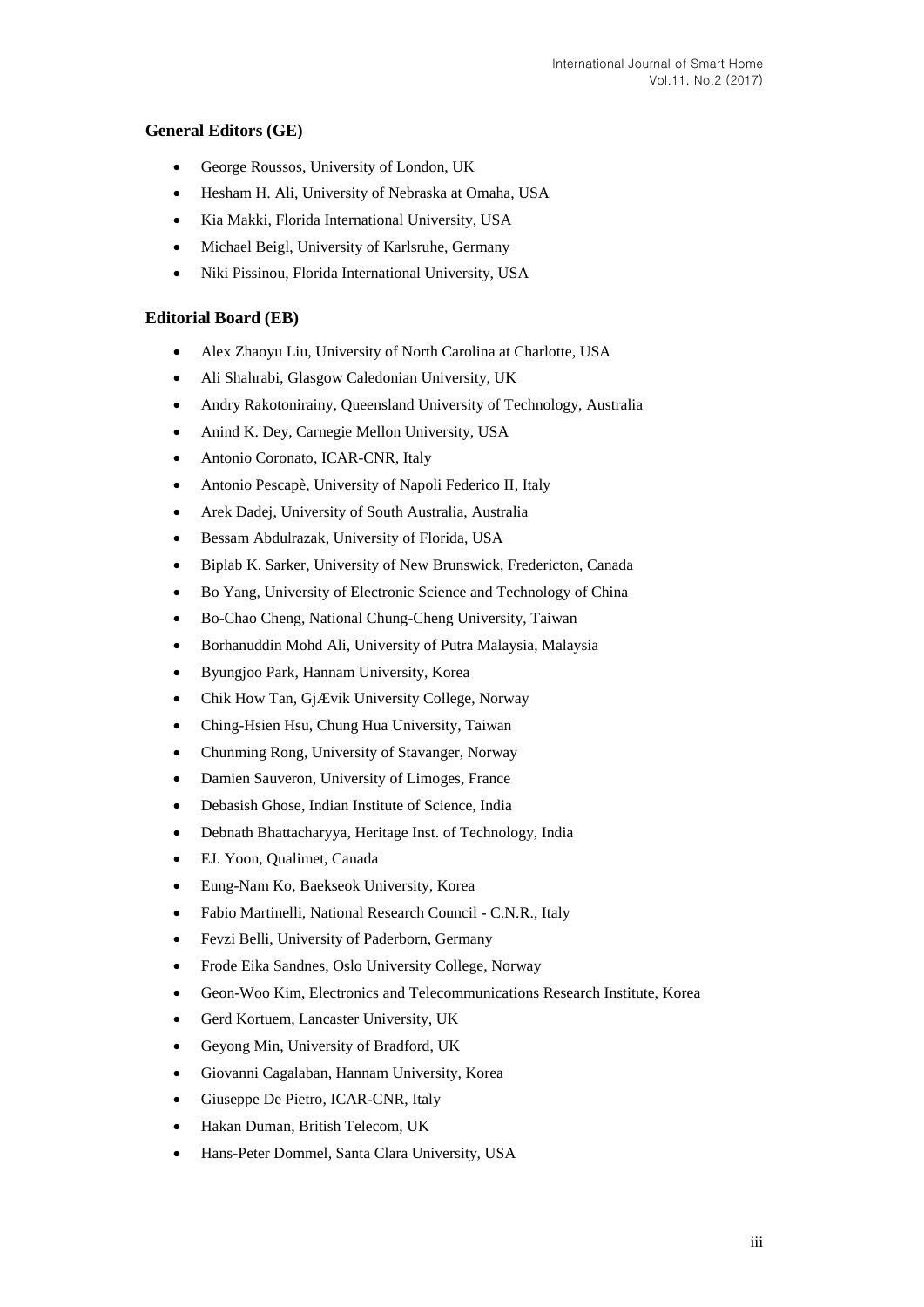### General Editors (GE)

- George Roussos, University of London, UK
- Hesham H. Ali, University of Nebraska at Omaha, USA
- Kia Makki, Florida International University, USA
- Michael Beigl, University of Karlsruhe, Germany
- Niki Pissinou, Florida International University, USA

### Editorial Board (EB)

- Alex Zhaoyu Liu, University of North Carolina at Charlotte, USA
- Ali Shahrabi, Glasgow Caledonian University, UK
- Andry Rakotonirainy, Queensland University of Technology, Australia
- Anind K. Dey, Carnegie Mellon University, USA
- Antonio Coronato, ICAR-CNR, Italy
- Antonio Pescapè, University of Napoli Federico II, Italy
- Arek Dadej, University of South Australia, Australia
- Bessam Abdulrazak, University of Florida, USA
- Biplab K. Sarker, University of New Brunswick, Fredericton, Canada
- Bo Yang, University of Electronic Science and Technology of China
- Bo-Chao Cheng, National Chung-Cheng University, Taiwan
- Borhanuddin Mohd Ali, University of Putra Malaysia, Malaysia
- Byungjoo Park, Hannam University, Korea
- Chik How Tan, GjÆvik University College, Norway
- Ching-Hsien Hsu, Chung Hua University, Taiwan
- Chunming Rong, University of Stavanger, Norway
- Damien Sauveron, University of Limoges, France
- Debasish Ghose, Indian Institute of Science, India
- Debnath Bhattacharyya, Heritage Inst. of Technology, India
- EJ. Yoon, Qualimet, Canada
- Eung-Nam Ko, Baekseok University, Korea
- Fabio Martinelli, National Research Council - C.N.R., Italy
- Fevzi Belli, University of Paderborn, Germany
- Frode Eika Sandnes, Oslo University College, Norway
- Geon-Woo Kim, Electronics and Telecommunications Research Institute, Korea
- Gerd Kortuem, Lancaster University, UK
- Geyong Min, University of Bradford, UK
- Giovanni Cagalaban, Hannam University, Korea
- Giuseppe De Pietro, ICAR-CNR, Italy
- Hakan Duman, British Telecom, UK
- Hans-Peter Dommel, Santa Clara University, USA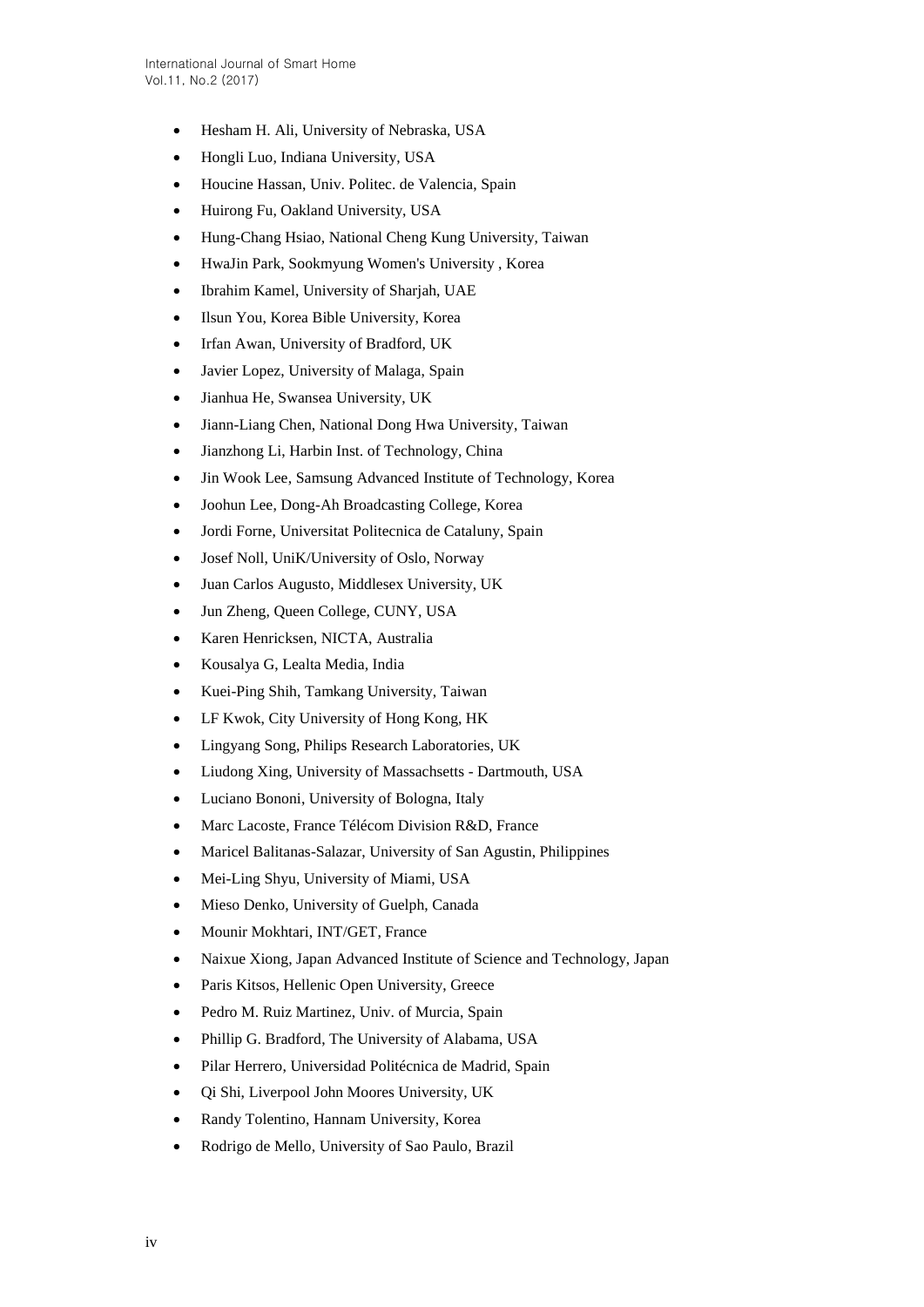- Hesham H. Ali, University of Nebraska, USA
- Hongli Luo, Indiana University, USA
- Houcine Hassan, Univ. Politec. de Valencia, Spain
- Huirong Fu, Oakland University, USA
- Hung-Chang Hsiao, National Cheng Kung University, Taiwan
- HwaJin Park, Sookmyung Women's University , Korea
- Ibrahim Kamel, University of Sharjah, UAE
- Ilsun You, Korea Bible University, Korea
- Irfan Awan, University of Bradford, UK
- Javier Lopez, University of Malaga, Spain
- Jianhua He, Swansea University, UK
- Jiann-Liang Chen, National Dong Hwa University, Taiwan
- Jianzhong Li, Harbin Inst. of Technology, China
- Jin Wook Lee, Samsung Advanced Institute of Technology, Korea
- Joohun Lee, Dong-Ah Broadcasting College, Korea
- Jordi Forne, Universitat Politecnica de Cataluny, Spain
- Josef Noll, UniK/University of Oslo, Norway
- Juan Carlos Augusto, Middlesex University, UK
- Jun Zheng, Queen College, CUNY, USA
- Karen Henricksen, NICTA, Australia
- Kousalya G, Lealta Media, India
- Kuei-Ping Shih, Tamkang University, Taiwan
- LF Kwok, City University of Hong Kong, HK
- Lingyang Song, Philips Research Laboratories, UK
- Liudong Xing, University of Massachsetts - Dartmouth, USA
- Luciano Bononi, University of Bologna, Italy
- Marc Lacoste, France Télécom Division R&D, France
- Maricel Balitanas-Salazar, University of San Agustin, Philippines
- Mei-Ling Shyu, University of Miami, USA
- Mieso Denko, University of Guelph, Canada
- Mounir Mokhtari, INT/GET, France
- Naixue Xiong, Japan Advanced Institute of Science and Technology, Japan
- Paris Kitsos, Hellenic Open University, Greece
- Pedro M. Ruiz Martinez, Univ. of Murcia, Spain
- Phillip G. Bradford, The University of Alabama, USA
- Pilar Herrero, Universidad Politécnica de Madrid, Spain
- Qi Shi, Liverpool John Moores University, UK
- Randy Tolentino, Hannam University, Korea
- Rodrigo de Mello, University of Sao Paulo, Brazil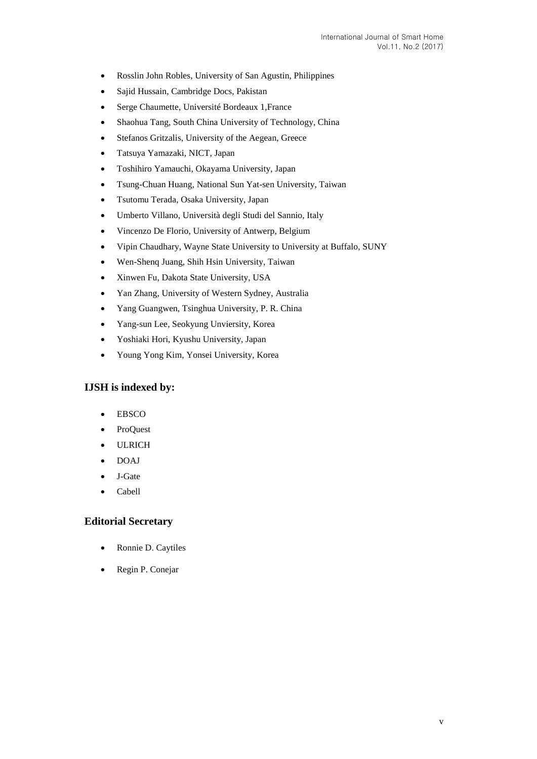- Rosslin John Robles, University of San Agustin, Philippines
- Sajid Hussain, Cambridge Docs, Pakistan
- Serge Chaumette, Université Bordeaux 1,France
- Shaohua Tang, South China University of Technology, China
- Stefanos Gritzalis, University of the Aegean, Greece
- Tatsuya Yamazaki, NICT, Japan
- Toshihiro Yamauchi, Okayama University, Japan
- Tsung-Chuan Huang, National Sun Yat-sen University, Taiwan
- Tsutomu Terada, Osaka University, Japan
- Umberto Villano, Università degli Studi del Sannio, Italy
- Vincenzo De Florio, University of Antwerp, Belgium
- Vipin Chaudhary, Wayne State University to University at Buffalo, SUNY
- Wen-Shenq Juang, Shih Hsin University, Taiwan
- Xinwen Fu, Dakota State University, USA
- Yan Zhang, University of Western Sydney, Australia
- Yang Guangwen, Tsinghua University, P. R. China
- Yang-sun Lee, Seokyung Unviersity, Korea
- Yoshiaki Hori, Kyushu University, Japan
- Young Yong Kim, Yonsei University, Korea

### IJSH is indexed by:

- EBSCO
- ProQuest
- ULRICH
- DOAJ
- J-Gate
- Cabell

### Editorial Secretary

- Ronnie D. Caytiles
- Regin P. Conejar